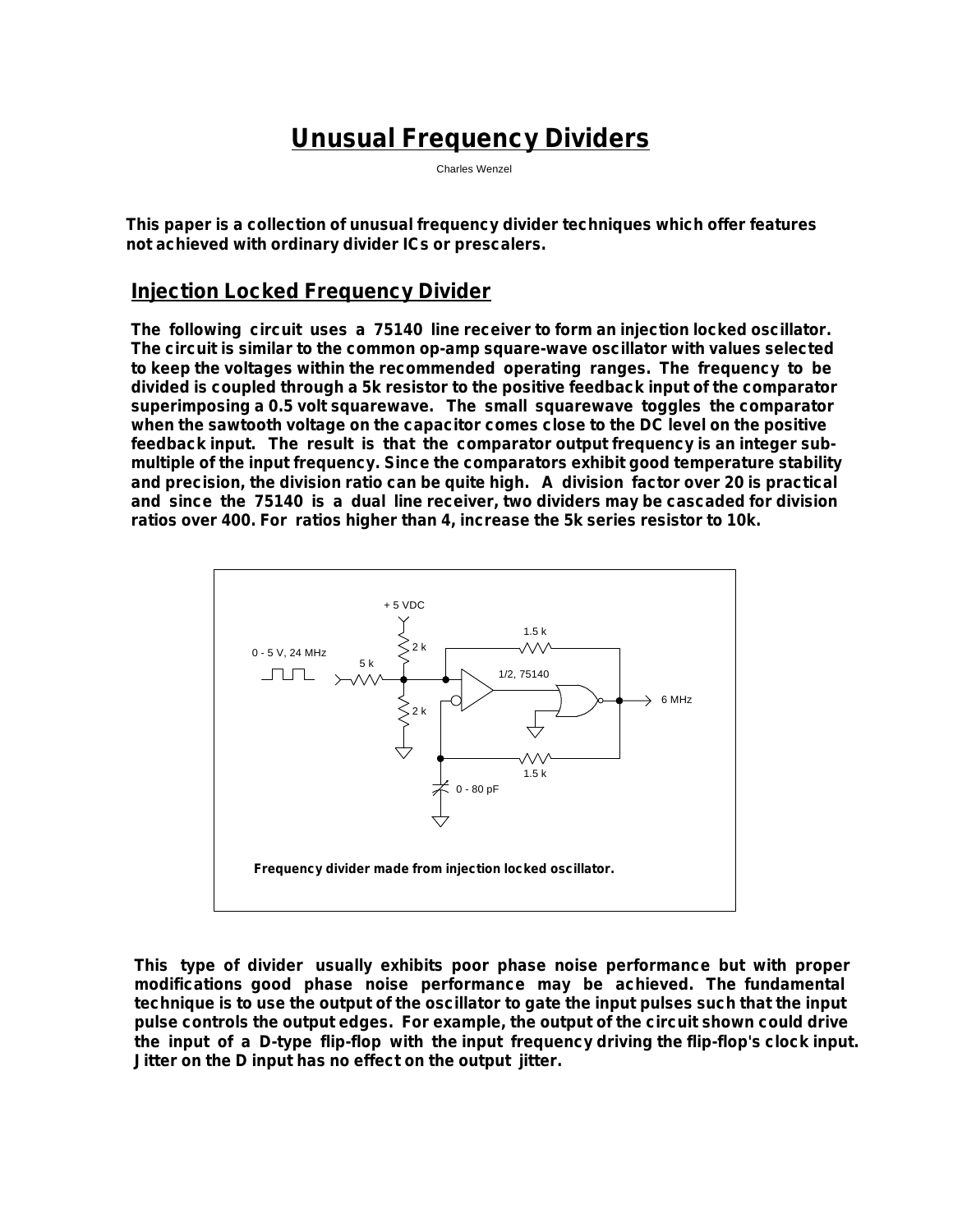# Unusual Frequency Dividers

Charles Wenzel

**This paper is a collection of unusual frequency divider techniques which offer features not achieved with ordinary divider ICs or prescalers.**

## Injection Locked Frequency Divider

**The following circuit uses a 75140 line receiver to form an injection locked oscillator. The circuit is similar to the common op-amp square-wave oscillator with values selected to keep the voltages within the recommended operating ranges. The frequency to be divided is coupled through a 5k resistor to the positive feedback input of the comparator superimposing a 0.5 volt squarewave. The small squarewave toggles the comparator when the sawtooth voltage on the capacitor comes close to the DC level on the positive feedback input. The result is that the comparator output frequency is an integer sub-multiple of the input frequency. Since the comparators exhibit good temperature stability and precision, the division ratio can be quite high. A division factor over 20 is practical and since the 75140 is a dual line receiver, two dividers may be cascaded for division ratios over 400. For ratios higher than 4, increase the 5k series resistor to 10k.**

+ 5 VDC, 2 k, 2 k, 5 k, 0 - 5 V, 24 MHz, 1.5 k, 1/2, 75140, 6 MHz, 1.5 k, 0 - 80 pF

**Frequency divider made from injection locked oscillator.**

**This type of divider usually exhibits poor phase noise performance but with proper modifications good phase noise performance may be achieved. The fundamental technique is to use the output of the oscillator to gate the input pulses such that the input pulse controls the output edges. For example, the output of the circuit shown could drive the input of a D-type flip-flop with the input frequency driving the flip-flop's clock input. Jitter on the D input has no effect on the output jitter.**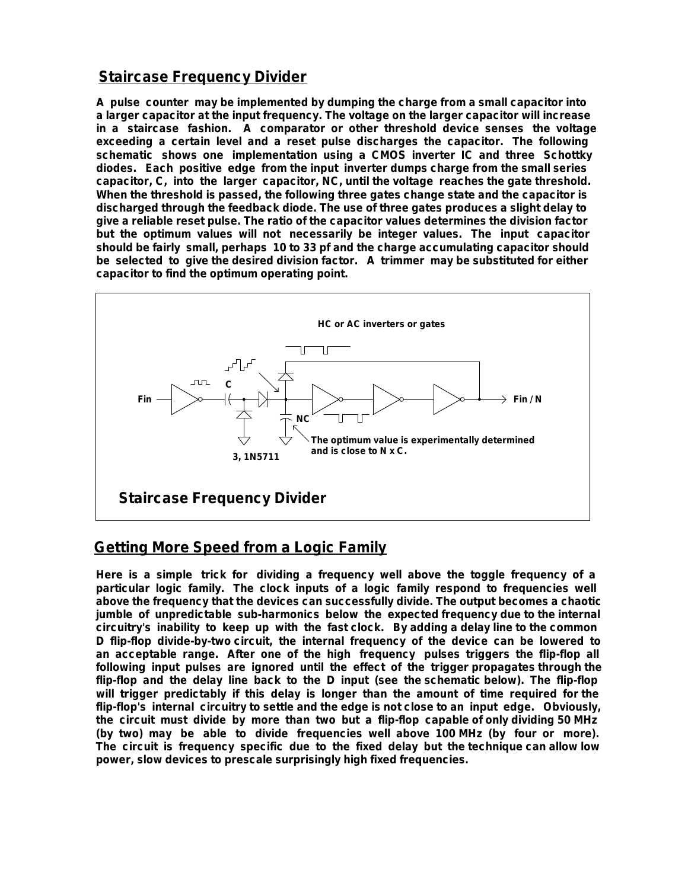## Staircase Frequency Divider

**A pulse counter may be implemented by dumping the charge from a small capacitor into a larger capacitor at the input frequency. The voltage on the larger capacitor will increase in a staircase fashion. A comparator or other threshold device senses the voltage exceeding a certain level and a reset pulse discharges the capacitor. The following schematic shows one implementation using a CMOS inverter IC and three Schottky diodes. Each positive edge from the input inverter dumps charge from the small series capacitor, C, into the larger capacitor, NC, until the voltage reaches the gate threshold. When the threshold is passed, the following three gates change state and the capacitor is discharged through the feedback diode. The use of three gates produces a slight delay to give a reliable reset pulse. The ratio of the capacitor values determines the division factor but the optimum values will not necessarily be integer values. The input capacitor should be fairly small, perhaps 10 to 33 pf and the charge accumulating capacitor should be selected to give the desired division factor. A trimmer may be substituted for either capacitor to find the optimum operating point.**

HC or AC inverters or gates

Fin — C — NC — Fin / N

3, 1N5711

The optimum value is experimentally determined and is close to N x C.

**Staircase Frequency Divider**

## Getting More Speed from a Logic Family

**Here is a simple trick for dividing a frequency well above the toggle frequency of a particular logic family. The clock inputs of a logic family respond to frequencies well above the frequency that the devices can successfully divide. The output becomes a chaotic jumble of unpredictable sub-harmonics below the expected frequency due to the internal circuitry's inability to keep up with the fast clock. By adding a delay line to the common D flip-flop divide-by-two circuit, the internal frequency of the device can be lowered to an acceptable range. After one of the high frequency pulses triggers the flip-flop all following input pulses are ignored until the effect of the trigger propagates through the flip-flop and the delay line back to the D input (see the schematic below). The flip-flop will trigger predictably if this delay is longer than the amount of time required for the flip-flop's internal circuitry to settle and the edge is not close to an input edge. Obviously, the circuit must divide by more than two but a flip-flop capable of only dividing 50 MHz (by two) may be able to divide frequencies well above 100 MHz (by four or more). The circuit is frequency specific due to the fixed delay but the technique can allow low power, slow devices to prescale surprisingly high fixed frequencies.**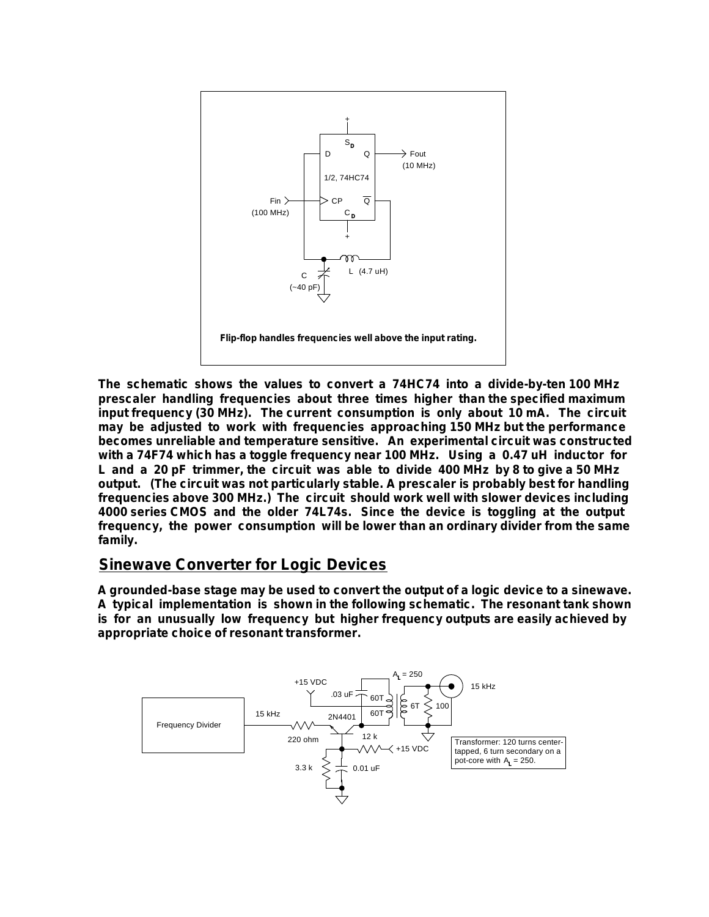Flip-flop handles frequencies well above the input rating.

The schematic shows the values to convert a 74HC74 into a divide-by-ten 100 MHz prescaler handling frequencies about three times higher than the specified maximum input frequency (30 MHz). The current consumption is only about 10 mA. The circuit may be adjusted to work with frequencies approaching 150 MHz but the performance becomes unreliable and temperature sensitive. An experimental circuit was constructed with a 74F74 which has a toggle frequency near 100 MHz. Using a 0.47 uH inductor for L and a 20 pF trimmer, the circuit was able to divide 400 MHz by 8 to give a 50 MHz output. (The circuit was not particularly stable. A prescaler is probably best for handling frequencies above 300 MHz.) The circuit should work well with slower devices including 4000 series CMOS and the older 74L74s. Since the device is toggling at the output frequency, the power consumption will be lower than an ordinary divider from the same family.

## Sinewave Converter for Logic Devices

A grounded-base stage may be used to convert the output of a logic device to a sinewave. A typical implementation is shown in the following schematic. The resonant tank shown is for an unusually low frequency but higher frequency outputs are easily achieved by appropriate choice of resonant transformer.

Transformer: 120 turns center-tapped, 6 turn secondary on a pot-core with $A_L = 250$.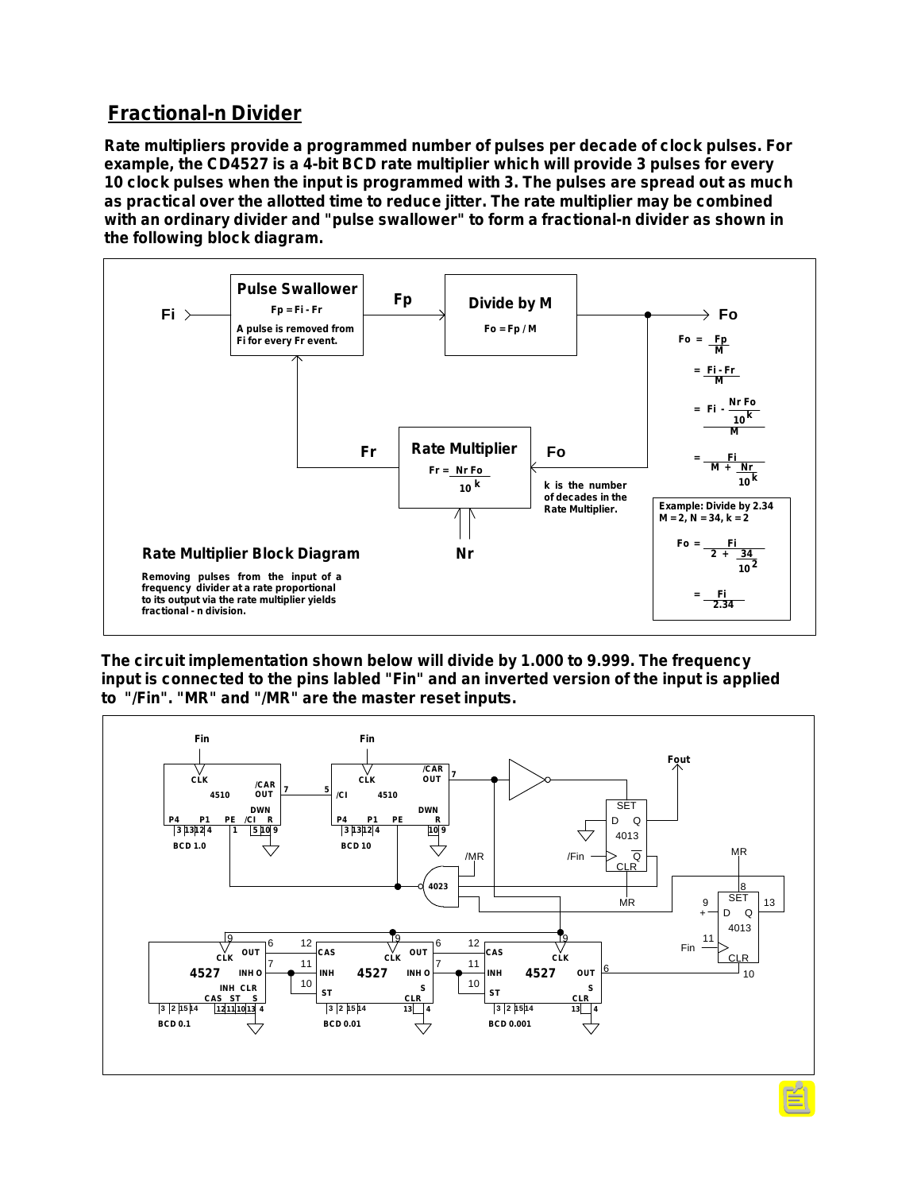## Fractional-n Divider

**Rate multipliers provide a programmed number of pulses per decade of clock pulses. For example, the CD4527 is a 4-bit BCD rate multiplier which will provide 3 pulses for every 10 clock pulses when the input is programmed with 3. The pulses are spread out as much as practical over the allotted time to reduce jitter. The rate multiplier may be combined with an ordinary divider and "pulse swallower" to form a fractional-n divider as shown in the following block diagram.**

Fi

Pulse Swallower

$F_p = F_i - F_r$

A pulse is removed from Fi for every Fr event.

Fp

Divide by M

$F_o = F_p / M$

Fo

$$F_o = \frac{F_p}{M} = \frac{F_i - F_r}{M} = \frac{F_i - \frac{N_r F_o}{10^k}}{M} = \frac{F_i}{M + \frac{N_r}{10^k}}$$

Fr

Rate Multiplier

$F_r = \frac{N_r F_o}{10^k}$

Fo

k is the number of decades in the Rate Multiplier.

Nr

Example: Divide by 2.34

M = 2, N = 34, k = 2

$$F_o = \frac{F_i}{2 + \frac{34}{10^2}} = \frac{F_i}{2.34}$$

**Rate Multiplier Block Diagram**

Removing pulses from the input of a frequency divider at a rate proportional to its output via the rate multiplier yields fractional - n division.

**The circuit implementation shown below will divide by 1.000 to 9.999. The frequency input is connected to the pins labled "Fin" and an inverted version of the input is applied to "/Fin". "MR" and "/MR" are the master reset inputs.**

Fin, Fin, Fout, /MR, /Fin, MR, MR, Fin

4510: CLK, /CAR OUT, DWN, P4, P1, PE, /CI, R — BCD 1.0

4510: CLK, /CAR OUT, /CI, DWN, P4, P1, PE, R — BCD 10

4013: SET, D, Q, $\overline{Q}$, CLR

4023

4013: SET, D, Q, CLR

4527: CLK, OUT, INH O, INH CAS, CLR, ST, S — BCD 0.1

4527: CAS, CLK, OUT, INH, INH O, ST, S, CLR — BCD 0.01

4527: CAS, CLK, INH, OUT, ST, S, CLR — BCD 0.001